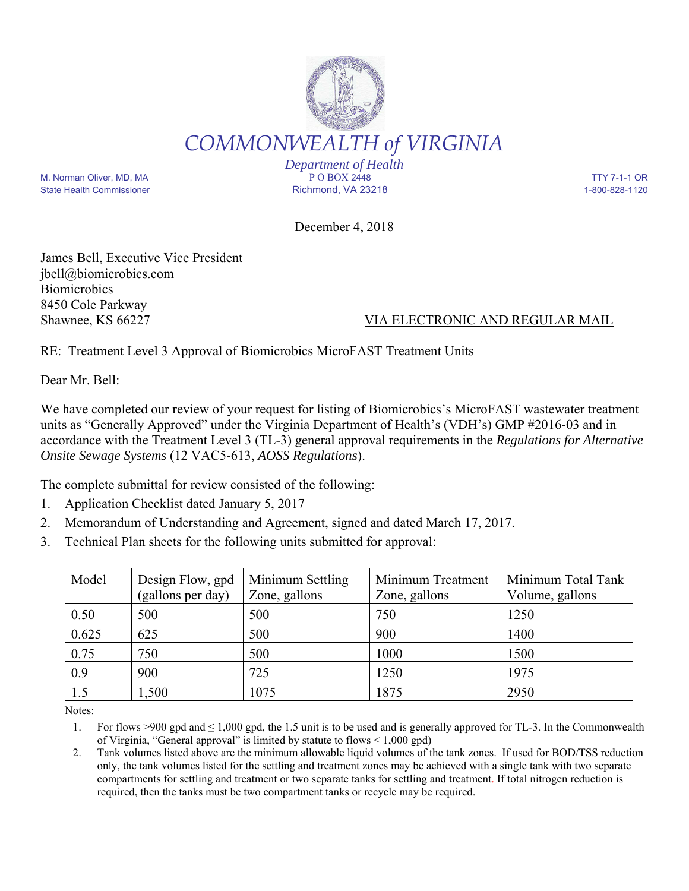# COMMONWEALTH *of* VIRGINIA

*Department of Health*

M. Norman Oliver, MD, MA
State Health Commissioner

P O BOX 2448
Richmond, VA 23218

TTY 7-1-1 OR
1-800-828-1120

December 4, 2018

James Bell, Executive Vice President
jbell@biomicrobics.com
Biomicrobics
8450 Cole Parkway
Shawnee, KS 66227

VIA ELECTRONIC AND REGULAR MAIL

RE: Treatment Level 3 Approval of Biomicrobics MicroFAST Treatment Units

Dear Mr. Bell:

We have completed our review of your request for listing of Biomicrobics's MicroFAST wastewater treatment units as "Generally Approved" under the Virginia Department of Health's (VDH's) GMP #2016-03 and in accordance with the Treatment Level 3 (TL-3) general approval requirements in the *Regulations for Alternative Onsite Sewage Systems* (12 VAC5-613, *AOSS Regulations*).

The complete submittal for review consisted of the following:

1. Application Checklist dated January 5, 2017
2. Memorandum of Understanding and Agreement, signed and dated March 17, 2017.
3. Technical Plan sheets for the following units submitted for approval:

| Model | Design Flow, gpd (gallons per day) | Minimum Settling Zone, gallons | Minimum Treatment Zone, gallons | Minimum Total Tank Volume, gallons |
|---|---|---|---|---|
| 0.50 | 500 | 500 | 750 | 1250 |
| 0.625 | 625 | 500 | 900 | 1400 |
| 0.75 | 750 | 500 | 1000 | 1500 |
| 0.9 | 900 | 725 | 1250 | 1975 |
| 1.5 | 1,500 | 1075 | 1875 | 2950 |

Notes:

1. For flows >900 gpd and ≤ 1,000 gpd, the 1.5 unit is to be used and is generally approved for TL-3. In the Commonwealth of Virginia, "General approval" is limited by statute to flows ≤ 1,000 gpd)
2. Tank volumes listed above are the minimum allowable liquid volumes of the tank zones. If used for BOD/TSS reduction only, the tank volumes listed for the settling and treatment zones may be achieved with a single tank with two separate compartments for settling and treatment or two separate tanks for settling and treatment. If total nitrogen reduction is required, then the tanks must be two compartment tanks or recycle may be required.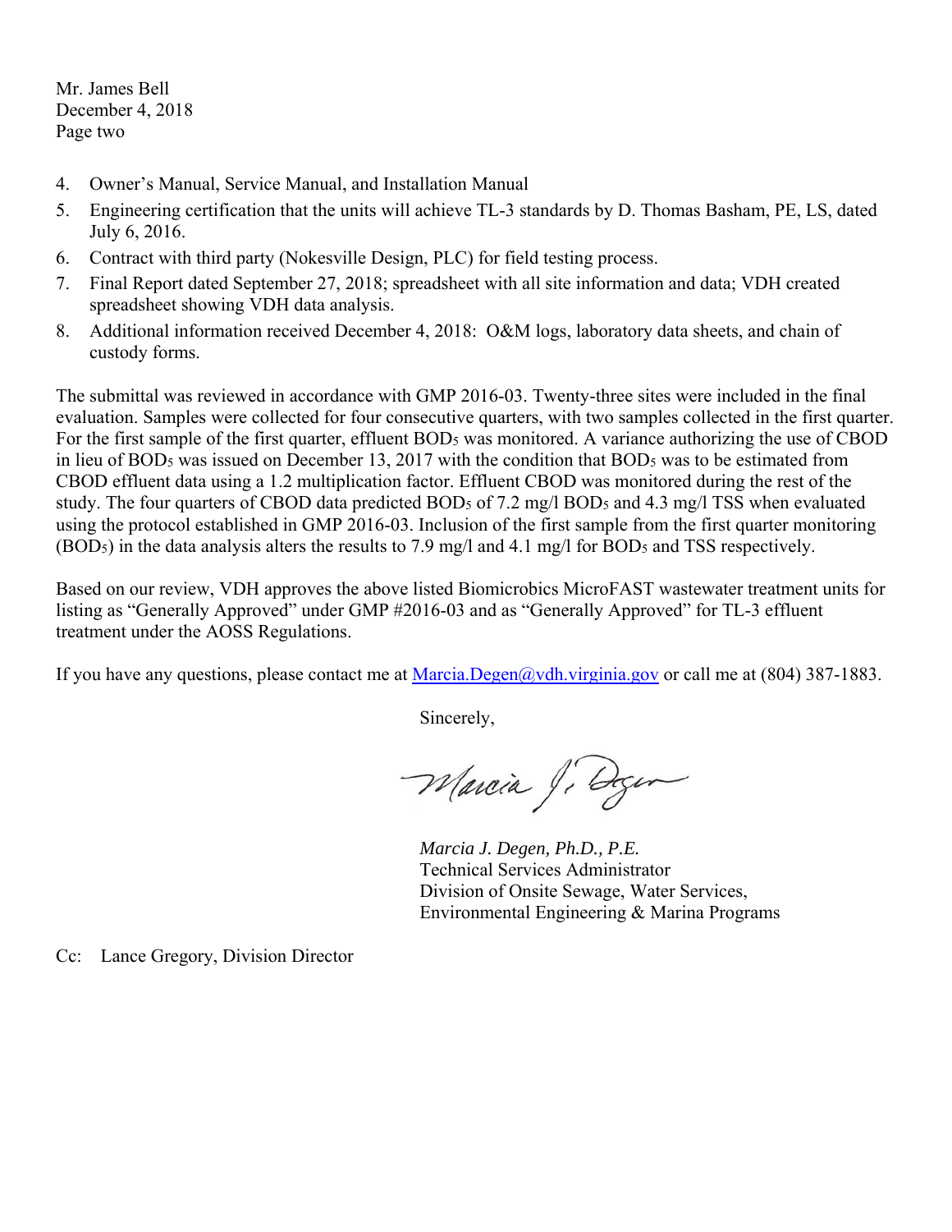Mr. James Bell
December 4, 2018
Page two

4. Owner's Manual, Service Manual, and Installation Manual
5. Engineering certification that the units will achieve TL-3 standards by D. Thomas Basham, PE, LS, dated July 6, 2016.
6. Contract with third party (Nokesville Design, PLC) for field testing process.
7. Final Report dated September 27, 2018; spreadsheet with all site information and data; VDH created spreadsheet showing VDH data analysis.
8. Additional information received December 4, 2018: O&M logs, laboratory data sheets, and chain of custody forms.

The submittal was reviewed in accordance with GMP 2016-03. Twenty-three sites were included in the final evaluation. Samples were collected for four consecutive quarters, with two samples collected in the first quarter. For the first sample of the first quarter, effluent $BOD_5$ was monitored. A variance authorizing the use of CBOD in lieu of $BOD_5$ was issued on December 13, 2017 with the condition that $BOD_5$ was to be estimated from CBOD effluent data using a 1.2 multiplication factor. Effluent CBOD was monitored during the rest of the study. The four quarters of CBOD data predicted $BOD_5$ of 7.2 mg/l $BOD_5$ and 4.3 mg/l TSS when evaluated using the protocol established in GMP 2016-03. Inclusion of the first sample from the first quarter monitoring ($BOD_5$) in the data analysis alters the results to 7.9 mg/l and 4.1 mg/l for $BOD_5$ and TSS respectively.

Based on our review, VDH approves the above listed Biomicrobics MicroFAST wastewater treatment units for listing as "Generally Approved" under GMP #2016-03 and as "Generally Approved" for TL-3 effluent treatment under the AOSS Regulations.

If you have any questions, please contact me at Marcia.Degen@vdh.virginia.gov or call me at (804) 387-1883.

Sincerely,

*Marcia J. Degen, Ph.D., P.E.*
Technical Services Administrator
Division of Onsite Sewage, Water Services,
Environmental Engineering & Marina Programs

Cc: Lance Gregory, Division Director